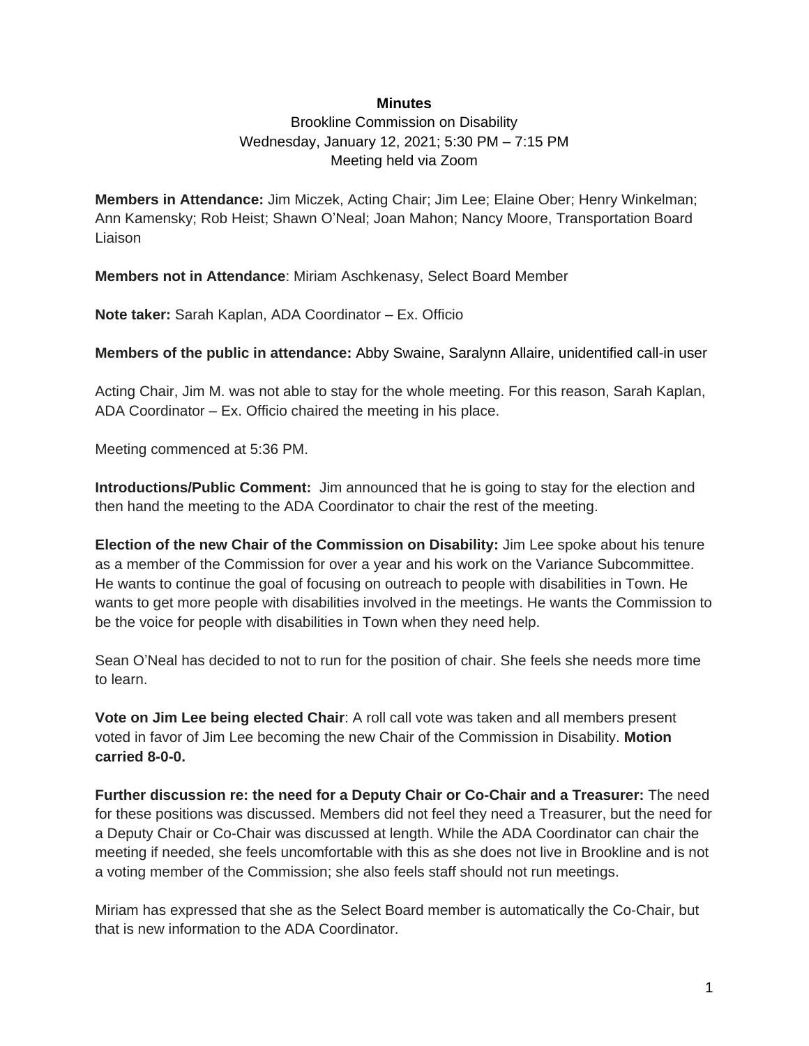**Minutes**

Brookline Commission on Disability
Wednesday, January 12, 2021; 5:30 PM – 7:15 PM
Meeting held via Zoom

**Members in Attendance:** Jim Miczek, Acting Chair; Jim Lee; Elaine Ober; Henry Winkelman; Ann Kamensky; Rob Heist; Shawn O'Neal; Joan Mahon; Nancy Moore, Transportation Board Liaison

**Members not in Attendance**: Miriam Aschkenasy, Select Board Member

**Note taker:** Sarah Kaplan, ADA Coordinator – Ex. Officio

**Members of the public in attendance:** Abby Swaine, Saralynn Allaire, unidentified call-in user

Acting Chair, Jim M. was not able to stay for the whole meeting. For this reason, Sarah Kaplan, ADA Coordinator – Ex. Officio chaired the meeting in his place.

Meeting commenced at 5:36 PM.

**Introductions/Public Comment:** Jim announced that he is going to stay for the election and then hand the meeting to the ADA Coordinator to chair the rest of the meeting.

**Election of the new Chair of the Commission on Disability:** Jim Lee spoke about his tenure as a member of the Commission for over a year and his work on the Variance Subcommittee. He wants to continue the goal of focusing on outreach to people with disabilities in Town. He wants to get more people with disabilities involved in the meetings. He wants the Commission to be the voice for people with disabilities in Town when they need help.

Sean O'Neal has decided to not to run for the position of chair. She feels she needs more time to learn.

**Vote on Jim Lee being elected Chair**: A roll call vote was taken and all members present voted in favor of Jim Lee becoming the new Chair of the Commission in Disability. **Motion carried 8-0-0.**

**Further discussion re: the need for a Deputy Chair or Co-Chair and a Treasurer:** The need for these positions was discussed. Members did not feel they need a Treasurer, but the need for a Deputy Chair or Co-Chair was discussed at length. While the ADA Coordinator can chair the meeting if needed, she feels uncomfortable with this as she does not live in Brookline and is not a voting member of the Commission; she also feels staff should not run meetings.

Miriam has expressed that she as the Select Board member is automatically the Co-Chair, but that is new information to the ADA Coordinator.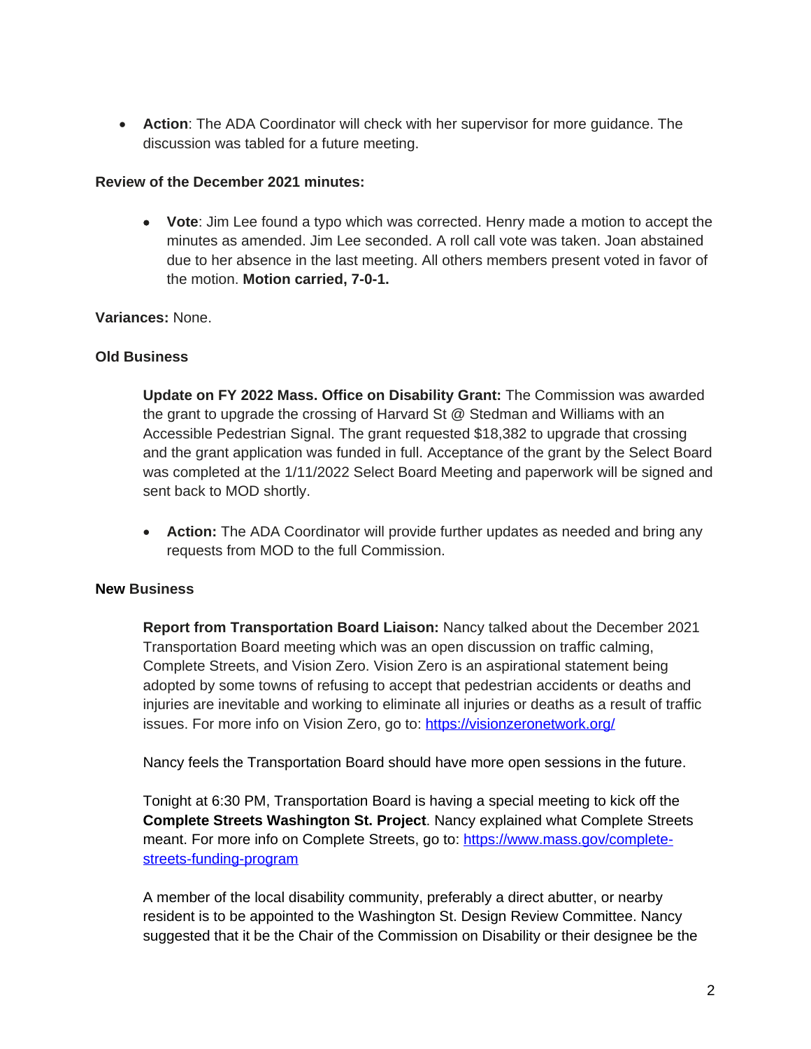- **Action**: The ADA Coordinator will check with her supervisor for more guidance. The discussion was tabled for a future meeting.

**Review of the December 2021 minutes:**

- **Vote**: Jim Lee found a typo which was corrected. Henry made a motion to accept the minutes as amended. Jim Lee seconded. A roll call vote was taken. Joan abstained due to her absence in the last meeting. All others members present voted in favor of the motion. **Motion carried, 7-0-1.**

**Variances:** None.

**Old Business**

**Update on FY 2022 Mass. Office on Disability Grant:** The Commission was awarded the grant to upgrade the crossing of Harvard St @ Stedman and Williams with an Accessible Pedestrian Signal. The grant requested $18,382 to upgrade that crossing and the grant application was funded in full. Acceptance of the grant by the Select Board was completed at the 1/11/2022 Select Board Meeting and paperwork will be signed and sent back to MOD shortly.

- **Action:** The ADA Coordinator will provide further updates as needed and bring any requests from MOD to the full Commission.

**New Business**

**Report from Transportation Board Liaison:** Nancy talked about the December 2021 Transportation Board meeting which was an open discussion on traffic calming, Complete Streets, and Vision Zero. Vision Zero is an aspirational statement being adopted by some towns of refusing to accept that pedestrian accidents or deaths and injuries are inevitable and working to eliminate all injuries or deaths as a result of traffic issues. For more info on Vision Zero, go to: [https://visionzeronetwork.org/](https://visionzeronetwork.org/)

Nancy feels the Transportation Board should have more open sessions in the future.

Tonight at 6:30 PM, Transportation Board is having a special meeting to kick off the **Complete Streets Washington St. Project**. Nancy explained what Complete Streets meant. For more info on Complete Streets, go to: [https://www.mass.gov/complete-streets-funding-program](https://www.mass.gov/complete-streets-funding-program)

A member of the local disability community, preferably a direct abutter, or nearby resident is to be appointed to the Washington St. Design Review Committee. Nancy suggested that it be the Chair of the Commission on Disability or their designee be the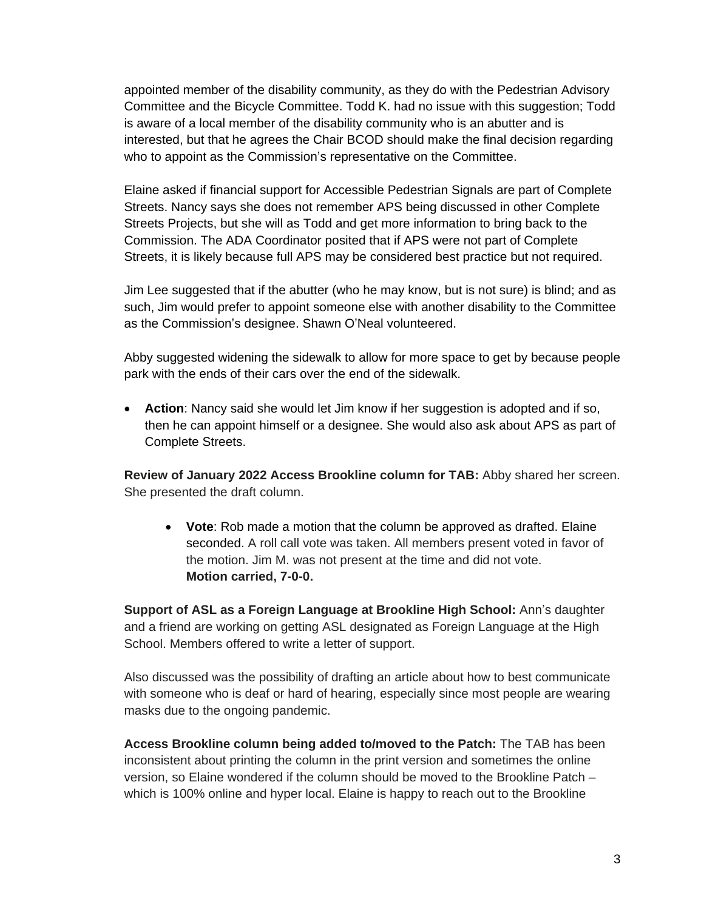appointed member of the disability community, as they do with the Pedestrian Advisory Committee and the Bicycle Committee. Todd K. had no issue with this suggestion; Todd is aware of a local member of the disability community who is an abutter and is interested, but that he agrees the Chair BCOD should make the final decision regarding who to appoint as the Commission's representative on the Committee.

Elaine asked if financial support for Accessible Pedestrian Signals are part of Complete Streets. Nancy says she does not remember APS being discussed in other Complete Streets Projects, but she will as Todd and get more information to bring back to the Commission. The ADA Coordinator posited that if APS were not part of Complete Streets, it is likely because full APS may be considered best practice but not required.

Jim Lee suggested that if the abutter (who he may know, but is not sure) is blind; and as such, Jim would prefer to appoint someone else with another disability to the Committee as the Commission's designee. Shawn O'Neal volunteered.

Abby suggested widening the sidewalk to allow for more space to get by because people park with the ends of their cars over the end of the sidewalk.

- **Action**: Nancy said she would let Jim know if her suggestion is adopted and if so, then he can appoint himself or a designee. She would also ask about APS as part of Complete Streets.

**Review of January 2022 Access Brookline column for TAB:** Abby shared her screen. She presented the draft column.

- **Vote**: Rob made a motion that the column be approved as drafted. Elaine seconded. A roll call vote was taken. All members present voted in favor of the motion. Jim M. was not present at the time and did not vote.
  **Motion carried, 7-0-0.**

**Support of ASL as a Foreign Language at Brookline High School:** Ann's daughter and a friend are working on getting ASL designated as Foreign Language at the High School. Members offered to write a letter of support.

Also discussed was the possibility of drafting an article about how to best communicate with someone who is deaf or hard of hearing, especially since most people are wearing masks due to the ongoing pandemic.

**Access Brookline column being added to/moved to the Patch:** The TAB has been inconsistent about printing the column in the print version and sometimes the online version, so Elaine wondered if the column should be moved to the Brookline Patch – which is 100% online and hyper local. Elaine is happy to reach out to the Brookline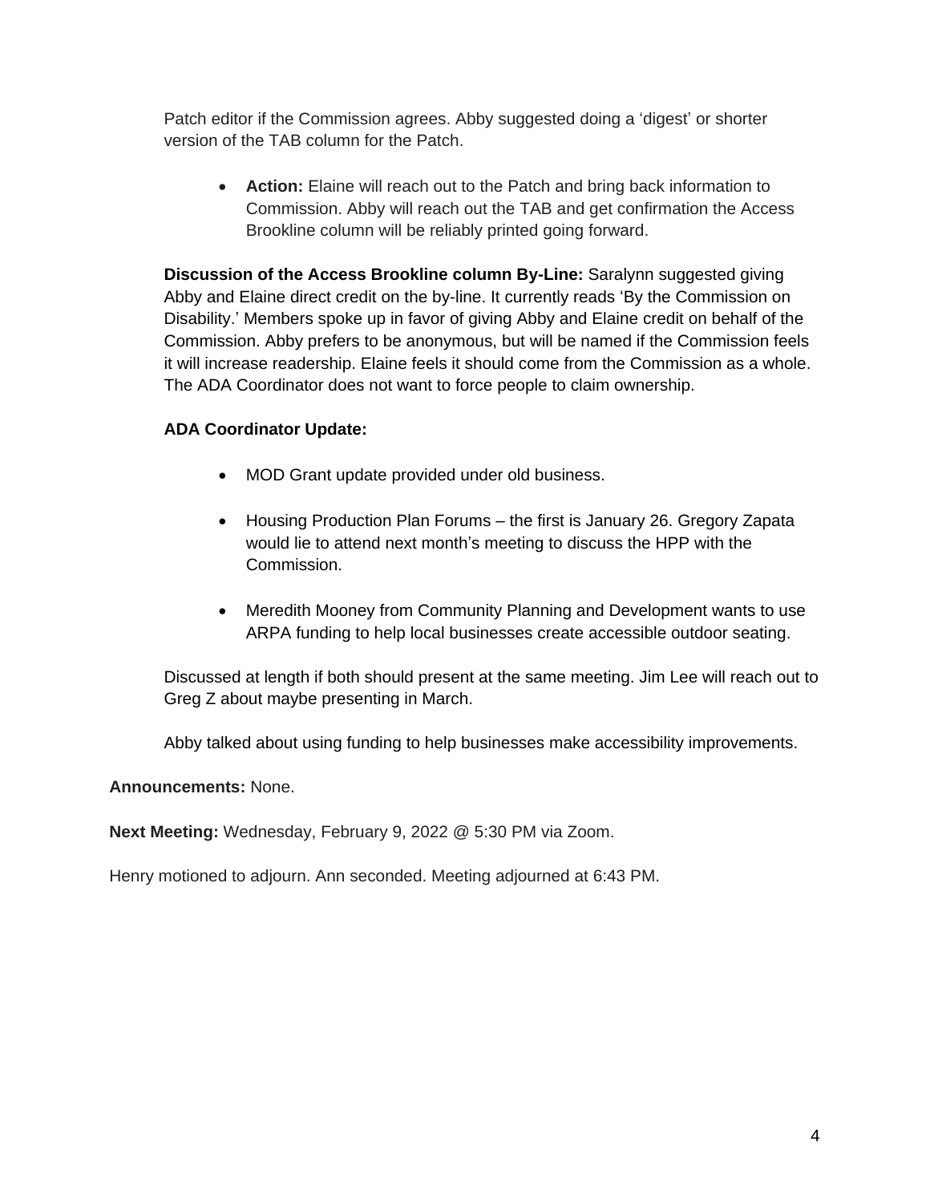Patch editor if the Commission agrees. Abby suggested doing a 'digest' or shorter version of the TAB column for the Patch.

- **Action:** Elaine will reach out to the Patch and bring back information to Commission. Abby will reach out the TAB and get confirmation the Access Brookline column will be reliably printed going forward.

**Discussion of the Access Brookline column By-Line:** Saralynn suggested giving Abby and Elaine direct credit on the by-line. It currently reads 'By the Commission on Disability.' Members spoke up in favor of giving Abby and Elaine credit on behalf of the Commission. Abby prefers to be anonymous, but will be named if the Commission feels it will increase readership. Elaine feels it should come from the Commission as a whole. The ADA Coordinator does not want to force people to claim ownership.

**ADA Coordinator Update:**

- MOD Grant update provided under old business.
- Housing Production Plan Forums – the first is January 26. Gregory Zapata would lie to attend next month's meeting to discuss the HPP with the Commission.
- Meredith Mooney from Community Planning and Development wants to use ARPA funding to help local businesses create accessible outdoor seating.

Discussed at length if both should present at the same meeting. Jim Lee will reach out to Greg Z about maybe presenting in March.

Abby talked about using funding to help businesses make accessibility improvements.

**Announcements:** None.

**Next Meeting:** Wednesday, February 9, 2022 @ 5:30 PM via Zoom.

Henry motioned to adjourn. Ann seconded. Meeting adjourned at 6:43 PM.